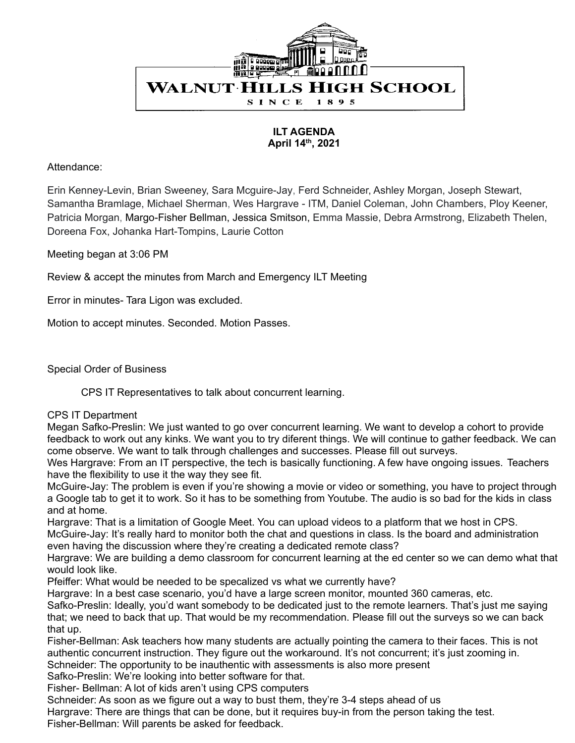WALNUT HILLS HIGH SCHOOL

SINCE 1895

**ILT AGENDA**
**April 14th, 2021**

Attendance:

Erin Kenney-Levin, Brian Sweeney, Sara Mcguire-Jay, Ferd Schneider, Ashley Morgan, Joseph Stewart, Samantha Bramlage, Michael Sherman, Wes Hargrave - ITM, Daniel Coleman, John Chambers, Ploy Keener, Patricia Morgan, Margo-Fisher Bellman, Jessica Smitson, Emma Massie, Debra Armstrong, Elizabeth Thelen, Doreena Fox, Johanka Hart-Tompins, Laurie Cotton

Meeting began at 3:06 PM

Review & accept the minutes from March and Emergency ILT Meeting

Error in minutes- Tara Ligon was excluded.

Motion to accept minutes. Seconded. Motion Passes.

Special Order of Business

CPS IT Representatives to talk about concurrent learning.

CPS IT Department

Megan Safko-Preslin: We just wanted to go over concurrent learning. We want to develop a cohort to provide feedback to work out any kinks. We want you to try diferent things. We will continue to gather feedback. We can come observe. We want to talk through challenges and successes. Please fill out surveys.

Wes Hargrave: From an IT perspective, the tech is basically functioning. A few have ongoing issues. Teachers have the flexibility to use it the way they see fit.

McGuire-Jay: The problem is even if you're showing a movie or video or something, you have to project through a Google tab to get it to work. So it has to be something from Youtube. The audio is so bad for the kids in class and at home.

Hargrave: That is a limitation of Google Meet. You can upload videos to a platform that we host in CPS.

McGuire-Jay: It's really hard to monitor both the chat and questions in class. Is the board and administration even having the discussion where they're creating a dedicated remote class?

Hargrave: We are building a demo classroom for concurrent learning at the ed center so we can demo what that would look like.

Pfeiffer: What would be needed to be specalized vs what we currently have?

Hargrave: In a best case scenario, you'd have a large screen monitor, mounted 360 cameras, etc.

Safko-Preslin: Ideally, you'd want somebody to be dedicated just to the remote learners. That's just me saying that; we need to back that up. That would be my recommendation. Please fill out the surveys so we can back that up.

Fisher-Bellman: Ask teachers how many students are actually pointing the camera to their faces. This is not authentic concurrent instruction. They figure out the workaround. It's not concurrent; it's just zooming in.

Schneider: The opportunity to be inauthentic with assessments is also more present

Safko-Preslin: We're looking into better software for that.

Fisher- Bellman: A lot of kids aren't using CPS computers

Schneider: As soon as we figure out a way to bust them, they're 3-4 steps ahead of us

Hargrave: There are things that can be done, but it requires buy-in from the person taking the test.

Fisher-Bellman: Will parents be asked for feedback.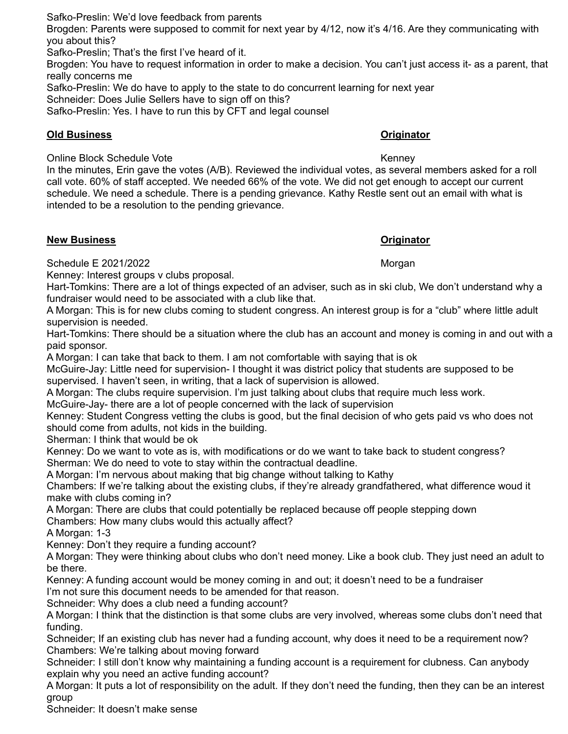Safko-Preslin: We'd love feedback from parents

Brogden: Parents were supposed to commit for next year by 4/12, now it's 4/16. Are they communicating with you about this?

Safko-Preslin; That's the first I've heard of it.

Brogden: You have to request information in order to make a decision. You can't just access it- as a parent, that really concerns me

Safko-Preslin: We do have to apply to the state to do concurrent learning for next year

Schneider: Does Julie Sellers have to sign off on this?

Safko-Preslin: Yes. I have to run this by CFT and legal counsel

| **Old Business** | **Originator** |
|---|---|
| Online Block Schedule Vote | Kenney |

In the minutes, Erin gave the votes (A/B). Reviewed the individual votes, as several members asked for a roll call vote. 60% of staff accepted. We needed 66% of the vote. We did not get enough to accept our current schedule. We need a schedule. There is a pending grievance. Kathy Restle sent out an email with what is intended to be a resolution to the pending grievance.

| **New Business** | **Originator** |
|---|---|
| Schedule E 2021/2022 | Morgan |

Kenney: Interest groups v clubs proposal.

Hart-Tomkins: There are a lot of things expected of an adviser, such as in ski club, We don't understand why a fundraiser would need to be associated with a club like that.

A Morgan: This is for new clubs coming to student congress. An interest group is for a "club" where little adult supervision is needed.

Hart-Tomkins: There should be a situation where the club has an account and money is coming in and out with a paid sponsor.

A Morgan: I can take that back to them. I am not comfortable with saying that is ok

McGuire-Jay: Little need for supervision- I thought it was district policy that students are supposed to be supervised. I haven't seen, in writing, that a lack of supervision is allowed.

A Morgan: The clubs require supervision. I'm just talking about clubs that require much less work.

McGuire-Jay- there are a lot of people concerned with the lack of supervision

Kenney: Student Congress vetting the clubs is good, but the final decision of who gets paid vs who does not should come from adults, not kids in the building.

Sherman: I think that would be ok

Kenney: Do we want to vote as is, with modifications or do we want to take back to student congress?

Sherman: We do need to vote to stay within the contractual deadline.

A Morgan: I'm nervous about making that big change without talking to Kathy

Chambers: If we're talking about the existing clubs, if they're already grandfathered, what difference woud it make with clubs coming in?

A Morgan: There are clubs that could potentially be replaced because off people stepping down

Chambers: How many clubs would this actually affect?

A Morgan: 1-3

Kenney: Don't they require a funding account?

A Morgan: They were thinking about clubs who don't need money. Like a book club. They just need an adult to be there.

Kenney: A funding account would be money coming in and out; it doesn't need to be a fundraiser
I'm not sure this document needs to be amended for that reason.

Schneider: Why does a club need a funding account?

A Morgan: I think that the distinction is that some clubs are very involved, whereas some clubs don't need that funding.

Schneider; If an existing club has never had a funding account, why does it need to be a requirement now?

Chambers: We're talking about moving forward

Schneider: I still don't know why maintaining a funding account is a requirement for clubness. Can anybody explain why you need an active funding account?

A Morgan: It puts a lot of responsibility on the adult. If they don't need the funding, then they can be an interest group

Schneider: It doesn't make sense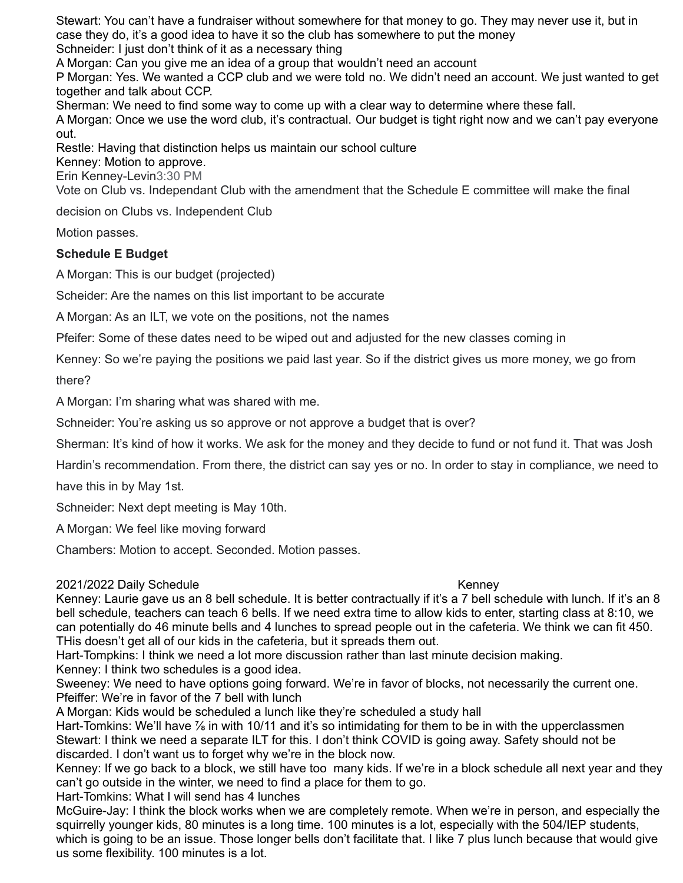Stewart: You can't have a fundraiser without somewhere for that money to go. They may never use it, but in case they do, it's a good idea to have it so the club has somewhere to put the money
Schneider: I just don't think of it as a necessary thing
A Morgan: Can you give me an idea of a group that wouldn't need an account
P Morgan: Yes. We wanted a CCP club and we were told no. We didn't need an account. We just wanted to get together and talk about CCP.
Sherman: We need to find some way to come up with a clear way to determine where these fall.
A Morgan: Once we use the word club, it's contractual. Our budget is tight right now and we can't pay everyone out.
Restle: Having that distinction helps us maintain our school culture
Kenney: Motion to approve.
Erin Kenney-Levin3:30 PM
Vote on Club vs. Independant Club with the amendment that the Schedule E committee will make the final decision on Clubs vs. Independent Club

Motion passes.

**Schedule E Budget**

A Morgan: This is our budget (projected)

Scheider: Are the names on this list important to be accurate

A Morgan: As an ILT, we vote on the positions, not the names

Pfeifer: Some of these dates need to be wiped out and adjusted for the new classes coming in

Kenney: So we're paying the positions we paid last year. So if the district gives us more money, we go from there?

A Morgan: I'm sharing what was shared with me.

Schneider: You're asking us so approve or not approve a budget that is over?

Sherman: It's kind of how it works. We ask for the money and they decide to fund or not fund it. That was Josh Hardin's recommendation. From there, the district can say yes or no. In order to stay in compliance, we need to have this in by May 1st.

Schneider: Next dept meeting is May 10th.

A Morgan: We feel like moving forward

Chambers: Motion to accept. Seconded. Motion passes.

2021/2022 Daily Schedule Kenney

Kenney: Laurie gave us an 8 bell schedule. It is better contractually if it's a 7 bell schedule with lunch. If it's an 8 bell schedule, teachers can teach 6 bells. If we need extra time to allow kids to enter, starting class at 8:10, we can potentially do 46 minute bells and 4 lunches to spread people out in the cafeteria. We think we can fit 450. THis doesn't get all of our kids in the cafeteria, but it spreads them out.
Hart-Tompkins: I think we need a lot more discussion rather than last minute decision making.
Kenney: I think two schedules is a good idea.
Sweeney: We need to have options going forward. We're in favor of blocks, not necessarily the current one.
Pfeiffer: We're in favor of the 7 bell with lunch
A Morgan: Kids would be scheduled a lunch like they're scheduled a study hall
Hart-Tomkins: We'll have 7/8 in with 10/11 and it's so intimidating for them to be in with the upperclassmen
Stewart: I think we need a separate ILT for this. I don't think COVID is going away. Safety should not be discarded. I don't want us to forget why we're in the block now.
Kenney: If we go back to a block, we still have too many kids. If we're in a block schedule all next year and they can't go outside in the winter, we need to find a place for them to go.
Hart-Tomkins: What I will send has 4 lunches
McGuire-Jay: I think the block works when we are completely remote. When we're in person, and especially the squirrelly younger kids, 80 minutes is a long time. 100 minutes is a lot, especially with the 504/IEP students, which is going to be an issue. Those longer bells don't facilitate that. I like 7 plus lunch because that would give us some flexibility. 100 minutes is a lot.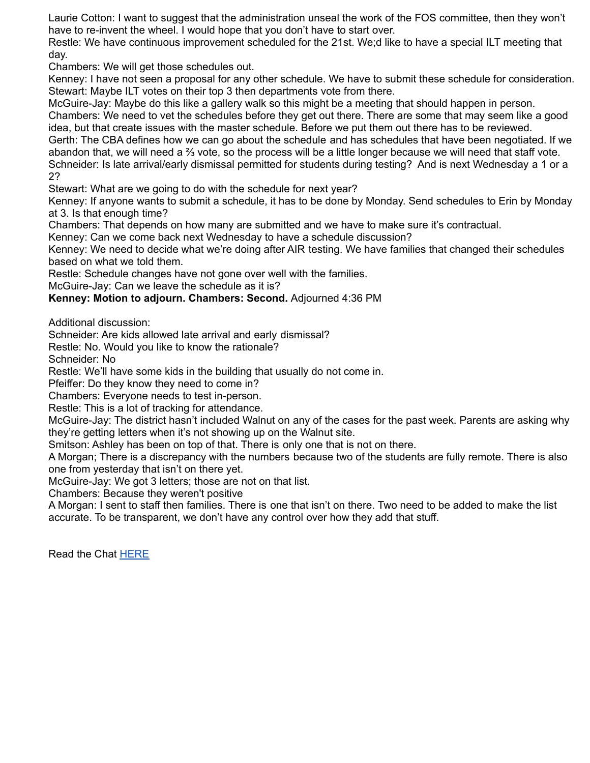Laurie Cotton: I want to suggest that the administration unseal the work of the FOS committee, then they won't have to re-invent the wheel. I would hope that you don't have to start over.
Restle: We have continuous improvement scheduled for the 21st. We;d like to have a special ILT meeting that day.
Chambers: We will get those schedules out.
Kenney: I have not seen a proposal for any other schedule. We have to submit these schedule for consideration.
Stewart: Maybe ILT votes on their top 3 then departments vote from there.
McGuire-Jay: Maybe do this like a gallery walk so this might be a meeting that should happen in person.
Chambers: We need to vet the schedules before they get out there. There are some that may seem like a good idea, but that create issues with the master schedule. Before we put them out there has to be reviewed.
Gerth: The CBA defines how we can go about the schedule and has schedules that have been negotiated. If we abandon that, we will need a ⅔ vote, so the process will be a little longer because we will need that staff vote.
Schneider: Is late arrival/early dismissal permitted for students during testing? And is next Wednesday a 1 or a 2?
Stewart: What are we going to do with the schedule for next year?
Kenney: If anyone wants to submit a schedule, it has to be done by Monday. Send schedules to Erin by Monday at 3. Is that enough time?
Chambers: That depends on how many are submitted and we have to make sure it's contractual.
Kenney: Can we come back next Wednesday to have a schedule discussion?
Kenney: We need to decide what we're doing after AIR testing. We have families that changed their schedules based on what we told them.
Restle: Schedule changes have not gone over well with the families.
McGuire-Jay: Can we leave the schedule as it is?
**Kenney: Motion to adjourn. Chambers: Second.** Adjourned 4:36 PM

Additional discussion:
Schneider: Are kids allowed late arrival and early dismissal?
Restle: No. Would you like to know the rationale?
Schneider: No
Restle: We'll have some kids in the building that usually do not come in.
Pfeiffer: Do they know they need to come in?
Chambers: Everyone needs to test in-person.
Restle: This is a lot of tracking for attendance.
McGuire-Jay: The district hasn't included Walnut on any of the cases for the past week. Parents are asking why they're getting letters when it's not showing up on the Walnut site.
Smitson: Ashley has been on top of that. There is only one that is not on there.
A Morgan; There is a discrepancy with the numbers because two of the students are fully remote. There is also one from yesterday that isn't on there yet.
McGuire-Jay: We got 3 letters; those are not on that list.
Chambers: Because they weren't positive
A Morgan: I sent to staff then families. There is one that isn't on there. Two need to be added to make the list accurate. To be transparent, we don't have any control over how they add that stuff.

Read the Chat [HERE]